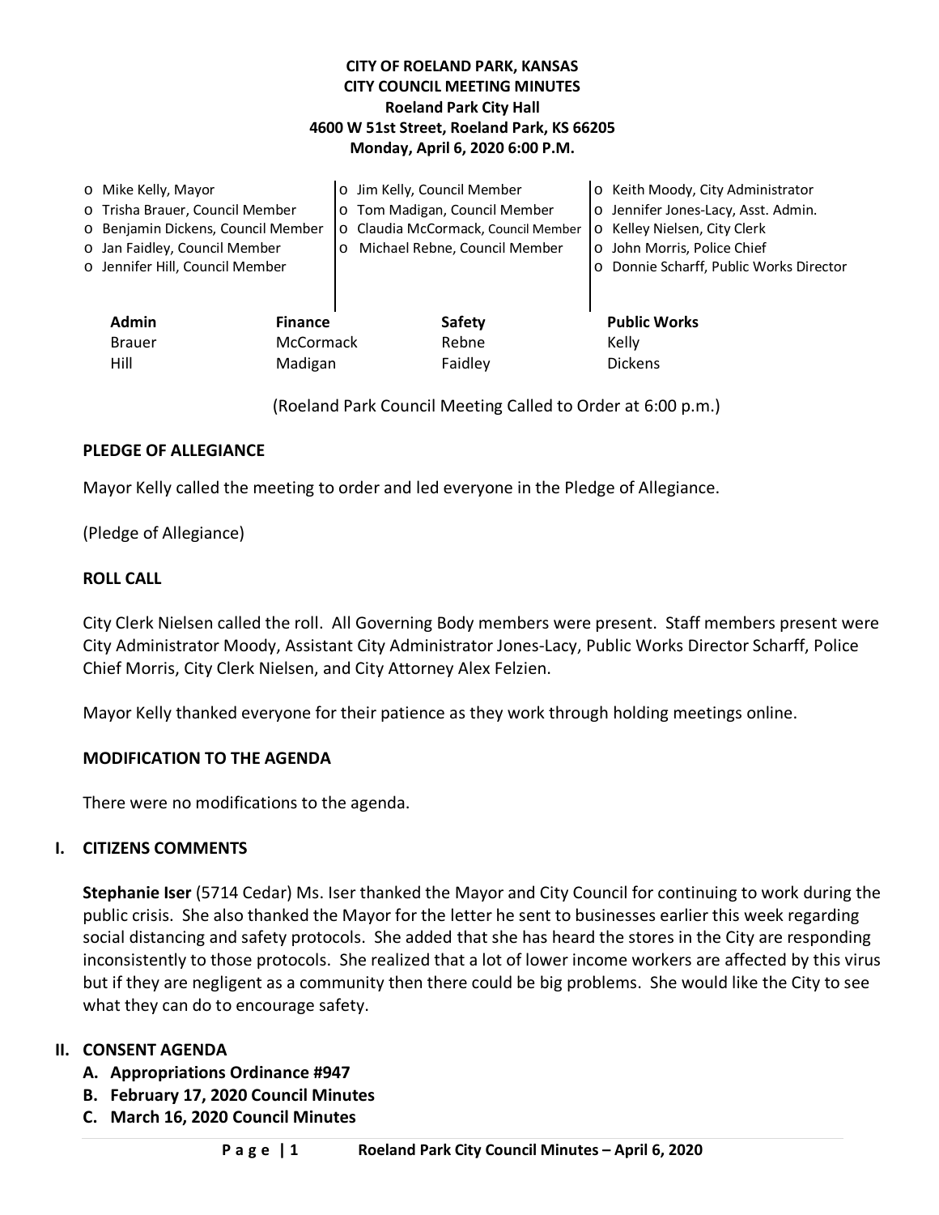**CITY OF ROELAND PARK, KANSAS**
**CITY COUNCIL MEETING MINUTES**
**Roeland Park City Hall**
**4600 W 51st Street, Roeland Park, KS 66205**
**Monday, April 6, 2020 6:00 P.M.**

- o Mike Kelly, Mayor
- o Trisha Brauer, Council Member
- o Benjamin Dickens, Council Member
- o Jan Faidley, Council Member
- o Jennifer Hill, Council Member

- o Jim Kelly, Council Member
- o Tom Madigan, Council Member
- o Claudia McCormack, Council Member
- o Michael Rebne, Council Member

- o Keith Moody, City Administrator
- o Jennifer Jones-Lacy, Asst. Admin.
- o Kelley Nielsen, City Clerk
- o John Morris, Police Chief
- o Donnie Scharff, Public Works Director

| Admin | Finance | Safety | Public Works |
|---|---|---|---|
| Brauer | McCormack | Rebne | Kelly |
| Hill | Madigan | Faidley | Dickens |

(Roeland Park Council Meeting Called to Order at 6:00 p.m.)

**PLEDGE OF ALLEGIANCE**

Mayor Kelly called the meeting to order and led everyone in the Pledge of Allegiance.

(Pledge of Allegiance)

**ROLL CALL**

City Clerk Nielsen called the roll. All Governing Body members were present. Staff members present were City Administrator Moody, Assistant City Administrator Jones-Lacy, Public Works Director Scharff, Police Chief Morris, City Clerk Nielsen, and City Attorney Alex Felzien.

Mayor Kelly thanked everyone for their patience as they work through holding meetings online.

**MODIFICATION TO THE AGENDA**

There were no modifications to the agenda.

**I. CITIZENS COMMENTS**

**Stephanie Iser** (5714 Cedar) Ms. Iser thanked the Mayor and City Council for continuing to work during the public crisis. She also thanked the Mayor for the letter he sent to businesses earlier this week regarding social distancing and safety protocols. She added that she has heard the stores in the City are responding inconsistently to those protocols. She realized that a lot of lower income workers are affected by this virus but if they are negligent as a community then there could be big problems. She would like the City to see what they can do to encourage safety.

**II. CONSENT AGENDA**

- **A. Appropriations Ordinance #947**
- **B. February 17, 2020 Council Minutes**
- **C. March 16, 2020 Council Minutes**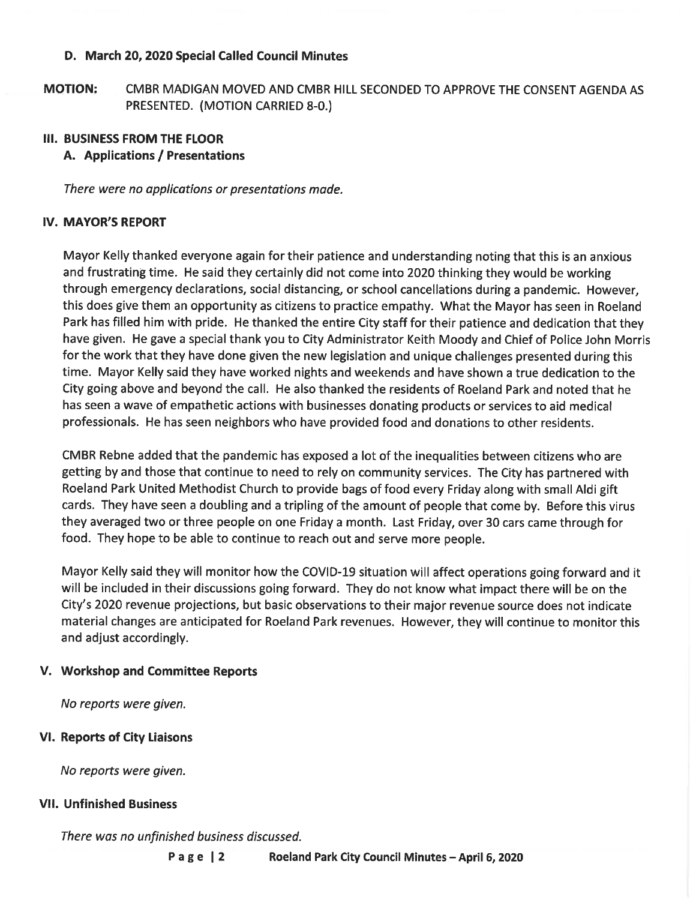**D. March 20, 2020 Special Called Council Minutes**

**MOTION:** CMBR MADIGAN MOVED AND CMBR HILL SECONDED TO APPROVE THE CONSENT AGENDA AS PRESENTED. (MOTION CARRIED 8-0.)

## III. BUSINESS FROM THE FLOOR

### A. Applications / Presentations

*There were no applications or presentations made.*

## IV. MAYOR'S REPORT

Mayor Kelly thanked everyone again for their patience and understanding noting that this is an anxious and frustrating time. He said they certainly did not come into 2020 thinking they would be working through emergency declarations, social distancing, or school cancellations during a pandemic. However, this does give them an opportunity as citizens to practice empathy. What the Mayor has seen in Roeland Park has filled him with pride. He thanked the entire City staff for their patience and dedication that they have given. He gave a special thank you to City Administrator Keith Moody and Chief of Police John Morris for the work that they have done given the new legislation and unique challenges presented during this time. Mayor Kelly said they have worked nights and weekends and have shown a true dedication to the City going above and beyond the call. He also thanked the residents of Roeland Park and noted that he has seen a wave of empathetic actions with businesses donating products or services to aid medical professionals. He has seen neighbors who have provided food and donations to other residents.

CMBR Rebne added that the pandemic has exposed a lot of the inequalities between citizens who are getting by and those that continue to need to rely on community services. The City has partnered with Roeland Park United Methodist Church to provide bags of food every Friday along with small Aldi gift cards. They have seen a doubling and a tripling of the amount of people that come by. Before this virus they averaged two or three people on one Friday a month. Last Friday, over 30 cars came through for food. They hope to be able to continue to reach out and serve more people.

Mayor Kelly said they will monitor how the COVID-19 situation will affect operations going forward and it will be included in their discussions going forward. They do not know what impact there will be on the City's 2020 revenue projections, but basic observations to their major revenue source does not indicate material changes are anticipated for Roeland Park revenues. However, they will continue to monitor this and adjust accordingly.

## V. Workshop and Committee Reports

*No reports were given.*

## VI. Reports of City Liaisons

*No reports were given.*

## VII. Unfinished Business

*There was no unfinished business discussed.*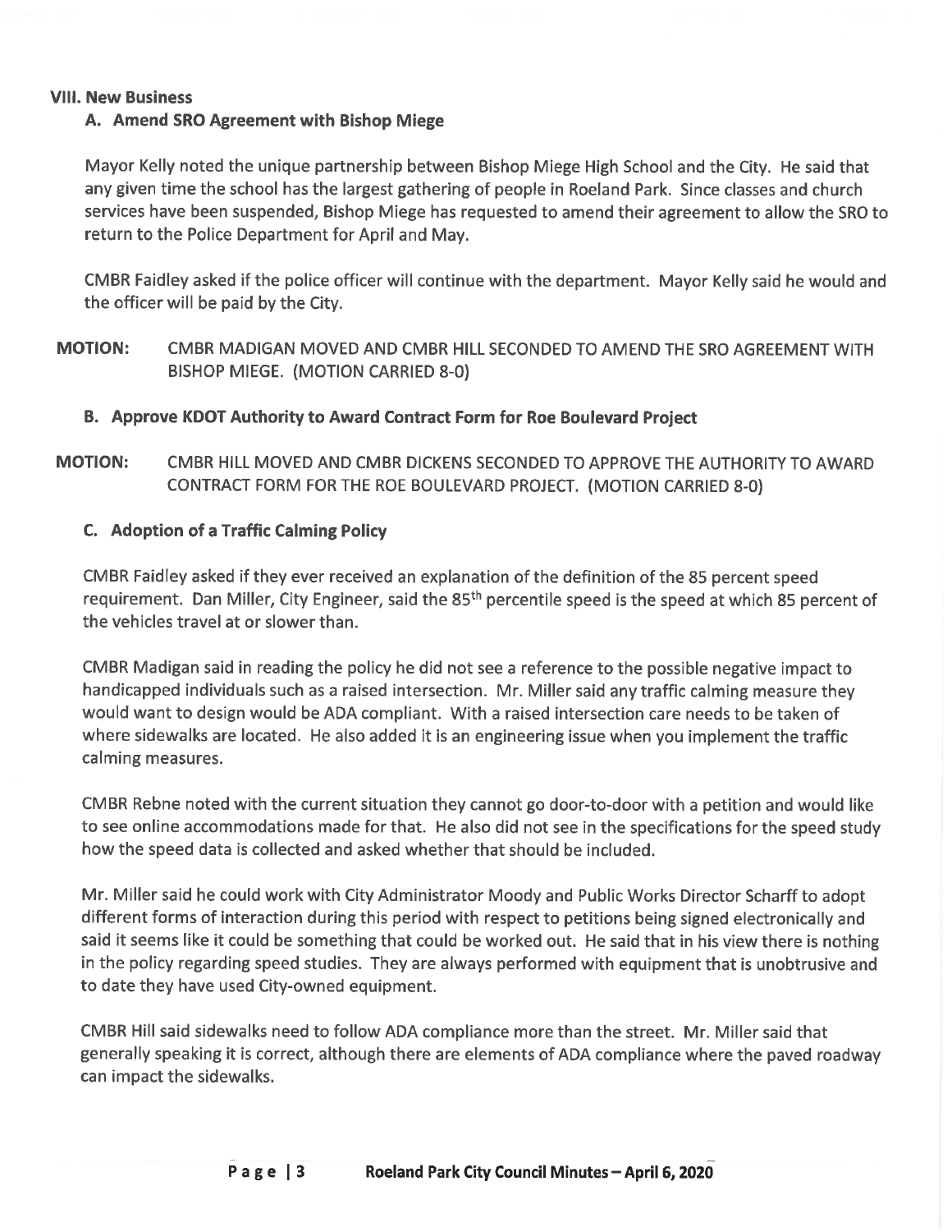## VIII. New Business

### A. Amend SRO Agreement with Bishop Miege

Mayor Kelly noted the unique partnership between Bishop Miege High School and the City. He said that any given time the school has the largest gathering of people in Roeland Park. Since classes and church services have been suspended, Bishop Miege has requested to amend their agreement to allow the SRO to return to the Police Department for April and May.

CMBR Faidley asked if the police officer will continue with the department. Mayor Kelly said he would and the officer will be paid by the City.

**MOTION:** CMBR MADIGAN MOVED AND CMBR HILL SECONDED TO AMEND THE SRO AGREEMENT WITH BISHOP MIEGE. (MOTION CARRIED 8-0)

### B. Approve KDOT Authority to Award Contract Form for Roe Boulevard Project

**MOTION:** CMBR HILL MOVED AND CMBR DICKENS SECONDED TO APPROVE THE AUTHORITY TO AWARD CONTRACT FORM FOR THE ROE BOULEVARD PROJECT. (MOTION CARRIED 8-0)

### C. Adoption of a Traffic Calming Policy

CMBR Faidley asked if they ever received an explanation of the definition of the 85 percent speed requirement. Dan Miller, City Engineer, said the 85th percentile speed is the speed at which 85 percent of the vehicles travel at or slower than.

CMBR Madigan said in reading the policy he did not see a reference to the possible negative impact to handicapped individuals such as a raised intersection. Mr. Miller said any traffic calming measure they would want to design would be ADA compliant. With a raised intersection care needs to be taken of where sidewalks are located. He also added it is an engineering issue when you implement the traffic calming measures.

CMBR Rebne noted with the current situation they cannot go door-to-door with a petition and would like to see online accommodations made for that. He also did not see in the specifications for the speed study how the speed data is collected and asked whether that should be included.

Mr. Miller said he could work with City Administrator Moody and Public Works Director Scharff to adopt different forms of interaction during this period with respect to petitions being signed electronically and said it seems like it could be something that could be worked out. He said that in his view there is nothing in the policy regarding speed studies. They are always performed with equipment that is unobtrusive and to date they have used City-owned equipment.

CMBR Hill said sidewalks need to follow ADA compliance more than the street. Mr. Miller said that generally speaking it is correct, although there are elements of ADA compliance where the paved roadway can impact the sidewalks.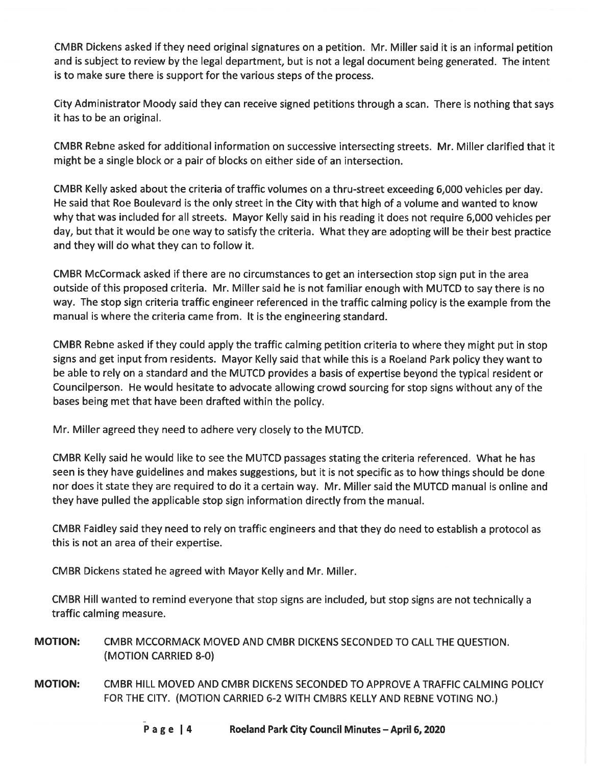CMBR Dickens asked if they need original signatures on a petition. Mr. Miller said it is an informal petition and is subject to review by the legal department, but is not a legal document being generated. The intent is to make sure there is support for the various steps of the process.

City Administrator Moody said they can receive signed petitions through a scan. There is nothing that says it has to be an original.

CMBR Rebne asked for additional information on successive intersecting streets. Mr. Miller clarified that it might be a single block or a pair of blocks on either side of an intersection.

CMBR Kelly asked about the criteria of traffic volumes on a thru-street exceeding 6,000 vehicles per day. He said that Roe Boulevard is the only street in the City with that high of a volume and wanted to know why that was included for all streets. Mayor Kelly said in his reading it does not require 6,000 vehicles per day, but that it would be one way to satisfy the criteria. What they are adopting will be their best practice and they will do what they can to follow it.

CMBR McCormack asked if there are no circumstances to get an intersection stop sign put in the area outside of this proposed criteria. Mr. Miller said he is not familiar enough with MUTCD to say there is no way. The stop sign criteria traffic engineer referenced in the traffic calming policy is the example from the manual is where the criteria came from. It is the engineering standard.

CMBR Rebne asked if they could apply the traffic calming petition criteria to where they might put in stop signs and get input from residents. Mayor Kelly said that while this is a Roeland Park policy they want to be able to rely on a standard and the MUTCD provides a basis of expertise beyond the typical resident or Councilperson. He would hesitate to advocate allowing crowd sourcing for stop signs without any of the bases being met that have been drafted within the policy.

Mr. Miller agreed they need to adhere very closely to the MUTCD.

CMBR Kelly said he would like to see the MUTCD passages stating the criteria referenced. What he has seen is they have guidelines and makes suggestions, but it is not specific as to how things should be done nor does it state they are required to do it a certain way. Mr. Miller said the MUTCD manual is online and they have pulled the applicable stop sign information directly from the manual.

CMBR Faidley said they need to rely on traffic engineers and that they do need to establish a protocol as this is not an area of their expertise.

CMBR Dickens stated he agreed with Mayor Kelly and Mr. Miller.

CMBR Hill wanted to remind everyone that stop signs are included, but stop signs are not technically a traffic calming measure.

**MOTION:** CMBR MCCORMACK MOVED AND CMBR DICKENS SECONDED TO CALL THE QUESTION. (MOTION CARRIED 8-0)

**MOTION:** CMBR HILL MOVED AND CMBR DICKENS SECONDED TO APPROVE A TRAFFIC CALMING POLICY FOR THE CITY. (MOTION CARRIED 6-2 WITH CMBRS KELLY AND REBNE VOTING NO.)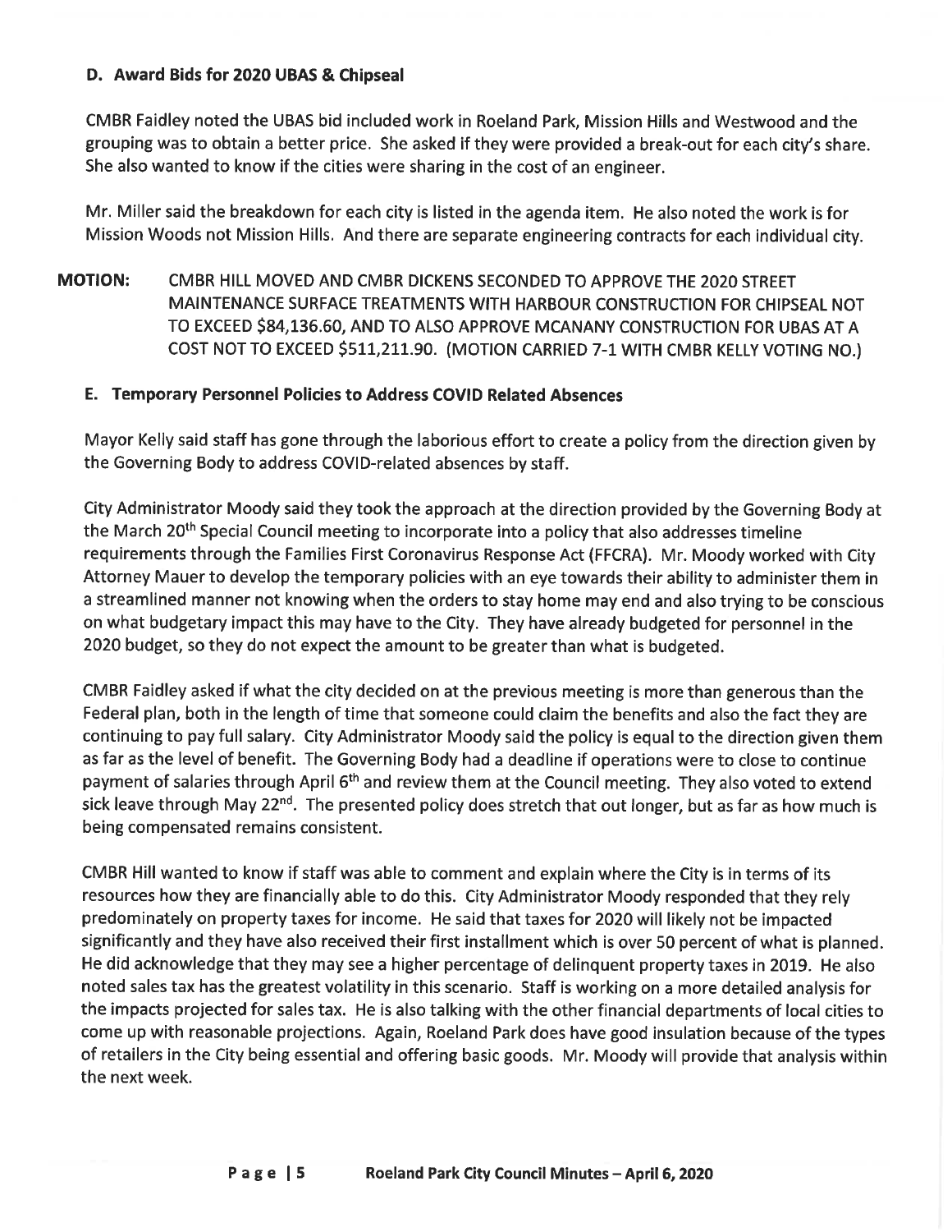### D. Award Bids for 2020 UBAS & Chipseal

CMBR Faidley noted the UBAS bid included work in Roeland Park, Mission Hills and Westwood and the grouping was to obtain a better price. She asked if they were provided a break-out for each city's share. She also wanted to know if the cities were sharing in the cost of an engineer.

Mr. Miller said the breakdown for each city is listed in the agenda item. He also noted the work is for Mission Woods not Mission Hills. And there are separate engineering contracts for each individual city.

**MOTION:** CMBR HILL MOVED AND CMBR DICKENS SECONDED TO APPROVE THE 2020 STREET MAINTENANCE SURFACE TREATMENTS WITH HARBOUR CONSTRUCTION FOR CHIPSEAL NOT TO EXCEED $84,136.60, AND TO ALSO APPROVE MCANANY CONSTRUCTION FOR UBAS AT A COST NOT TO EXCEED $511,211.90. (MOTION CARRIED 7-1 WITH CMBR KELLY VOTING NO.)

### E. Temporary Personnel Policies to Address COVID Related Absences

Mayor Kelly said staff has gone through the laborious effort to create a policy from the direction given by the Governing Body to address COVID-related absences by staff.

City Administrator Moody said they took the approach at the direction provided by the Governing Body at the March 20th Special Council meeting to incorporate into a policy that also addresses timeline requirements through the Families First Coronavirus Response Act (FFCRA). Mr. Moody worked with City Attorney Mauer to develop the temporary policies with an eye towards their ability to administer them in a streamlined manner not knowing when the orders to stay home may end and also trying to be conscious on what budgetary impact this may have to the City. They have already budgeted for personnel in the 2020 budget, so they do not expect the amount to be greater than what is budgeted.

CMBR Faidley asked if what the city decided on at the previous meeting is more than generous than the Federal plan, both in the length of time that someone could claim the benefits and also the fact they are continuing to pay full salary. City Administrator Moody said the policy is equal to the direction given them as far as the level of benefit. The Governing Body had a deadline if operations were to close to continue payment of salaries through April 6th and review them at the Council meeting. They also voted to extend sick leave through May 22nd. The presented policy does stretch that out longer, but as far as how much is being compensated remains consistent.

CMBR Hill wanted to know if staff was able to comment and explain where the City is in terms of its resources how they are financially able to do this. City Administrator Moody responded that they rely predominately on property taxes for income. He said that taxes for 2020 will likely not be impacted significantly and they have also received their first installment which is over 50 percent of what is planned. He did acknowledge that they may see a higher percentage of delinquent property taxes in 2019. He also noted sales tax has the greatest volatility in this scenario. Staff is working on a more detailed analysis for the impacts projected for sales tax. He is also talking with the other financial departments of local cities to come up with reasonable projections. Again, Roeland Park does have good insulation because of the types of retailers in the City being essential and offering basic goods. Mr. Moody will provide that analysis within the next week.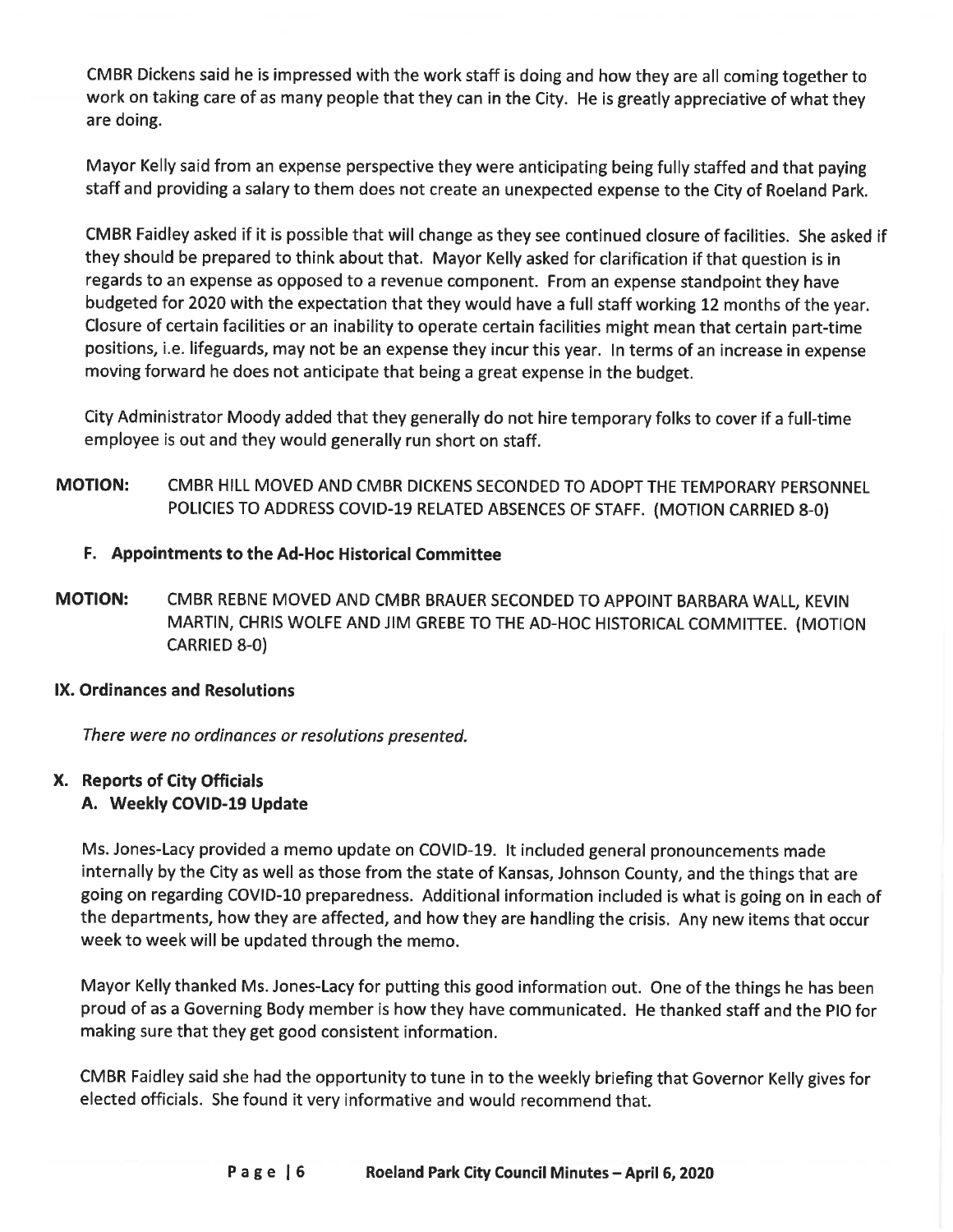CMBR Dickens said he is impressed with the work staff is doing and how they are all coming together to work on taking care of as many people that they can in the City. He is greatly appreciative of what they are doing.

Mayor Kelly said from an expense perspective they were anticipating being fully staffed and that paying staff and providing a salary to them does not create an unexpected expense to the City of Roeland Park.

CMBR Faidley asked if it is possible that will change as they see continued closure of facilities. She asked if they should be prepared to think about that. Mayor Kelly asked for clarification if that question is in regards to an expense as opposed to a revenue component. From an expense standpoint they have budgeted for 2020 with the expectation that they would have a full staff working 12 months of the year. Closure of certain facilities or an inability to operate certain facilities might mean that certain part-time positions, i.e. lifeguards, may not be an expense they incur this year. In terms of an increase in expense moving forward he does not anticipate that being a great expense in the budget.

City Administrator Moody added that they generally do not hire temporary folks to cover if a full-time employee is out and they would generally run short on staff.

**MOTION:** CMBR HILL MOVED AND CMBR DICKENS SECONDED TO ADOPT THE TEMPORARY PERSONNEL POLICIES TO ADDRESS COVID-19 RELATED ABSENCES OF STAFF. (MOTION CARRIED 8-0)

### F. Appointments to the Ad-Hoc Historical Committee

**MOTION:** CMBR REBNE MOVED AND CMBR BRAUER SECONDED TO APPOINT BARBARA WALL, KEVIN MARTIN, CHRIS WOLFE AND JIM GREBE TO THE AD-HOC HISTORICAL COMMITTEE. (MOTION CARRIED 8-0)

## IX. Ordinances and Resolutions

*There were no ordinances or resolutions presented.*

## X. Reports of City Officials

### A. Weekly COVID-19 Update

Ms. Jones-Lacy provided a memo update on COVID-19. It included general pronouncements made internally by the City as well as those from the state of Kansas, Johnson County, and the things that are going on regarding COVID-10 preparedness. Additional information included is what is going on in each of the departments, how they are affected, and how they are handling the crisis. Any new items that occur week to week will be updated through the memo.

Mayor Kelly thanked Ms. Jones-Lacy for putting this good information out. One of the things he has been proud of as a Governing Body member is how they have communicated. He thanked staff and the PIO for making sure that they get good consistent information.

CMBR Faidley said she had the opportunity to tune in to the weekly briefing that Governor Kelly gives for elected officials. She found it very informative and would recommend that.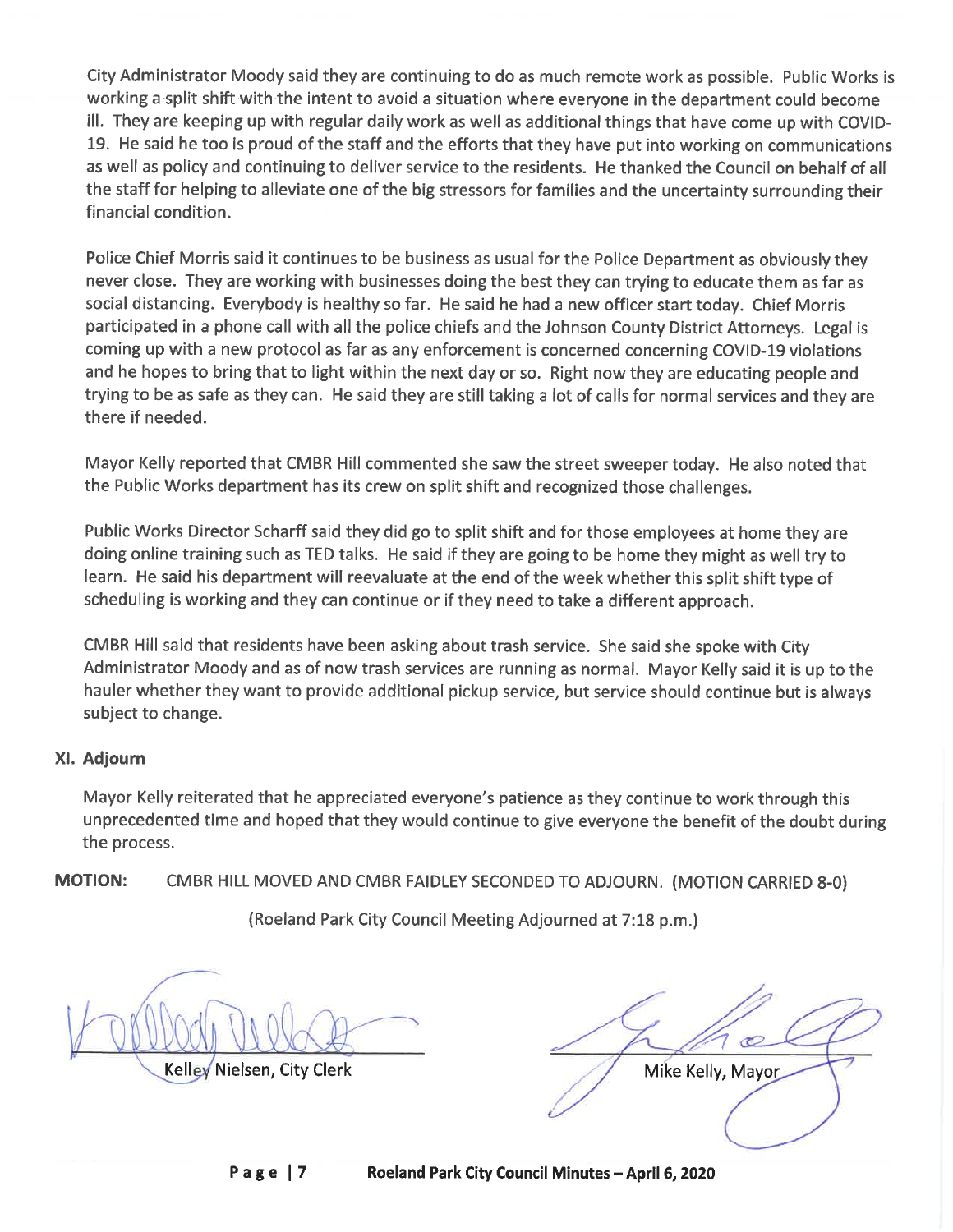City Administrator Moody said they are continuing to do as much remote work as possible. Public Works is working a split shift with the intent to avoid a situation where everyone in the department could become ill. They are keeping up with regular daily work as well as additional things that have come up with COVID-19. He said he too is proud of the staff and the efforts that they have put into working on communications as well as policy and continuing to deliver service to the residents. He thanked the Council on behalf of all the staff for helping to alleviate one of the big stressors for families and the uncertainty surrounding their financial condition.

Police Chief Morris said it continues to be business as usual for the Police Department as obviously they never close. They are working with businesses doing the best they can trying to educate them as far as social distancing. Everybody is healthy so far. He said he had a new officer start today. Chief Morris participated in a phone call with all the police chiefs and the Johnson County District Attorneys. Legal is coming up with a new protocol as far as any enforcement is concerned concerning COVID-19 violations and he hopes to bring that to light within the next day or so. Right now they are educating people and trying to be as safe as they can. He said they are still taking a lot of calls for normal services and they are there if needed.

Mayor Kelly reported that CMBR Hill commented she saw the street sweeper today. He also noted that the Public Works department has its crew on split shift and recognized those challenges.

Public Works Director Scharff said they did go to split shift and for those employees at home they are doing online training such as TED talks. He said if they are going to be home they might as well try to learn. He said his department will reevaluate at the end of the week whether this split shift type of scheduling is working and they can continue or if they need to take a different approach.

CMBR Hill said that residents have been asking about trash service. She said she spoke with City Administrator Moody and as of now trash services are running as normal. Mayor Kelly said it is up to the hauler whether they want to provide additional pickup service, but service should continue but is always subject to change.

## XI. Adjourn

Mayor Kelly reiterated that he appreciated everyone's patience as they continue to work through this unprecedented time and hoped that they would continue to give everyone the benefit of the doubt during the process.

**MOTION:** CMBR HILL MOVED AND CMBR FAIDLEY SECONDED TO ADJOURN. (MOTION CARRIED 8-0)

(Roeland Park City Council Meeting Adjourned at 7:18 p.m.)

Kelley Nielsen, City Clerk

Mike Kelly, Mayor